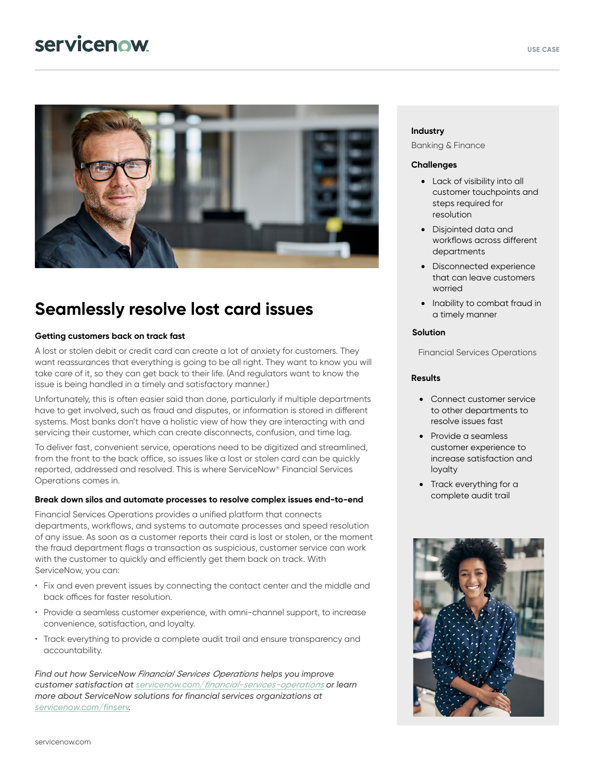USE CASE

# Seamlessly resolve lost card issues

### Getting customers back on track fast

A lost or stolen debit or credit card can create a lot of anxiety for customers. They want reassurances that everything is going to be all right. They want to know you will take care of it, so they can get back to their life. (And regulators want to know the issue is being handled in a timely and satisfactory manner.)

Unfortunately, this is often easier said than done, particularly if multiple departments have to get involved, such as fraud and disputes, or information is stored in different systems. Most banks don't have a holistic view of how they are interacting with and servicing their customer, which can create disconnects, confusion, and time lag.

To deliver fast, convenient service, operations need to be digitized and streamlined, from the front to the back office, so issues like a lost or stolen card can be quickly reported, addressed and resolved. This is where ServiceNow® Financial Services Operations comes in.

### Break down silos and automate processes to resolve complex issues end-to-end

Financial Services Operations provides a unified platform that connects departments, workflows, and systems to automate processes and speed resolution of any issue. As soon as a customer reports their card is lost or stolen, or the moment the fraud department flags a transaction as suspicious, customer service can work with the customer to quickly and efficiently get them back on track. With ServiceNow, you can:

- Fix and even prevent issues by connecting the contact center and the middle and back offices for faster resolution.
- Provide a seamless customer experience, with omni-channel support, to increase convenience, satisfaction, and loyalty.
- Track everything to provide a complete audit trail and ensure transparency and accountability.

*Find out how ServiceNow Financial Services Operations helps you improve customer satisfaction at servicenow.com/financial-services-operations or learn more about ServiceNow solutions for financial services organizations at servicenow.com/finserv.*

**Industry**

Banking & Finance

**Challenges**

- Lack of visibility into all customer touchpoints and steps required for resolution
- Disjointed data and workflows across different departments
- Disconnected experience that can leave customers worried
- Inability to combat fraud in a timely manner

**Solution**

Financial Services Operations

**Results**

- Connect customer service to other departments to resolve issues fast
- Provide a seamless customer experience to increase satisfaction and loyalty
- Track everything for a complete audit trail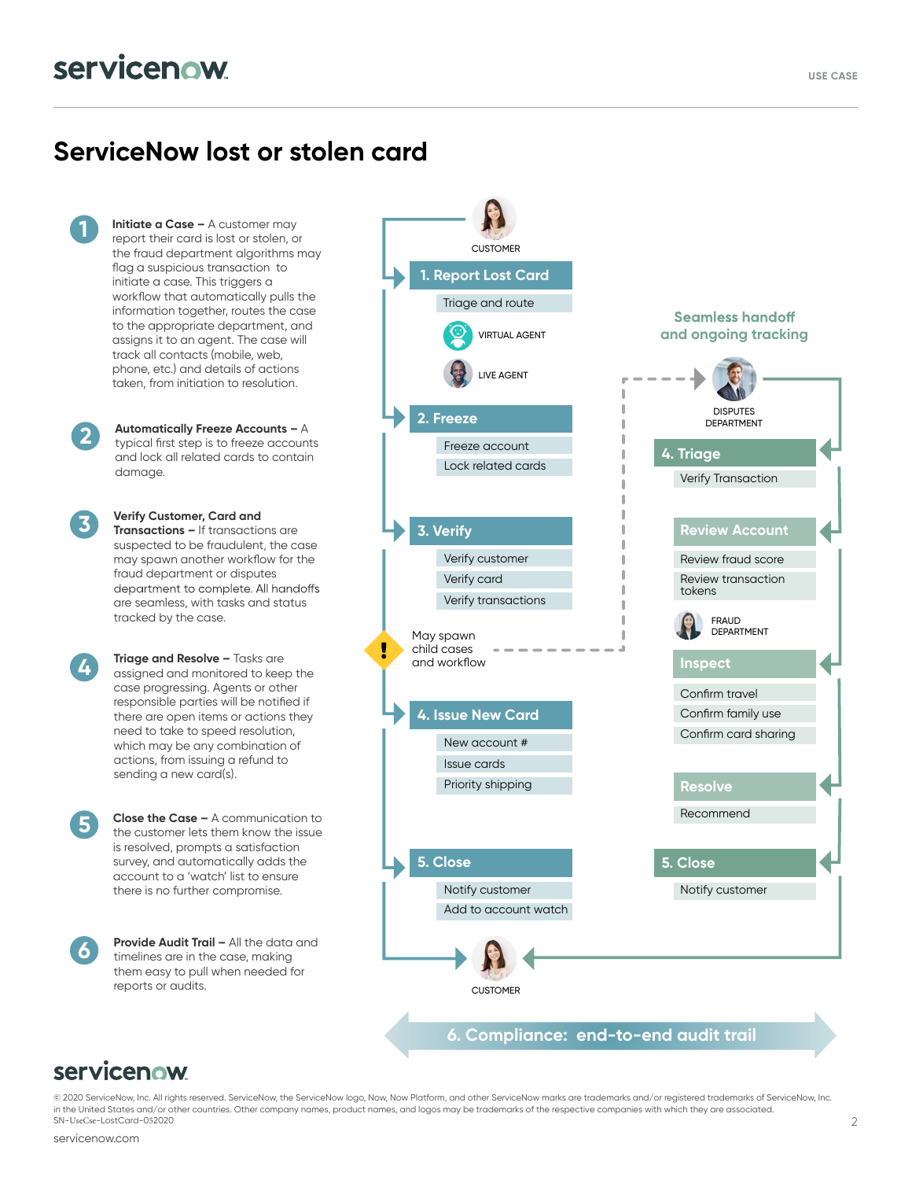# ServiceNow lost or stolen card

1. **Initiate a Case –** A customer may report their card is lost or stolen, or the fraud department algorithms may flag a suspicious transaction to initiate a case. This triggers a workflow that automatically pulls the information together, routes the case to the appropriate department, and assigns it to an agent. The case will track all contacts (mobile, web, phone, etc.) and details of actions taken, from initiation to resolution.

2. **Automatically Freeze Accounts –** A typical first step is to freeze accounts and lock all related cards to contain damage.

3. **Verify Customer, Card and Transactions –** If transactions are suspected to be fraudulent, the case may spawn another workflow for the fraud department or disputes department to complete. All handoffs are seamless, with tasks and status tracked by the case.

4. **Triage and Resolve –** Tasks are assigned and monitored to keep the case progressing. Agents or other responsible parties will be notified if there are open items or actions they need to take to speed resolution, which may be any combination of actions, from issuing a refund to sending a new card(s).

5. **Close the Case –** A communication to the customer lets them know the issue is resolved, prompts a satisfaction survey, and automatically adds the account to a 'watch' list to ensure there is no further compromise.

6. **Provide Audit Trail –** All the data and timelines are in the case, making them easy to pull when needed for reports or audits.

CUSTOMER

**1. Report Lost Card**
- Triage and route

VIRTUAL AGENT

LIVE AGENT

**2. Freeze**
- Freeze account
- Lock related cards

**3. Verify**
- Verify customer
- Verify card
- Verify transactions

May spawn child cases and workflow

**4. Issue New Card**
- New account #
- Issue cards
- Priority shipping

**5. Close**
- Notify customer
- Add to account watch

CUSTOMER

**Seamless handoff and ongoing tracking**

DISPUTES DEPARTMENT

**4. Triage**
- Verify Transaction

**Review Account**
- Review fraud score
- Review transaction tokens

FRAUD DEPARTMENT

**Inspect**
- Confirm travel
- Confirm family use
- Confirm card sharing

**Resolve**
- Recommend

**5. Close**
- Notify customer

**6. Compliance: end-to-end audit trail**

© 2020 ServiceNow, Inc. All rights reserved. ServiceNow, the ServiceNow logo, Now, Now Platform, and other ServiceNow marks are trademarks and/or registered trademarks of ServiceNow, Inc. in the United States and/or other countries. Other company names, product names, and logos may be trademarks of the respective companies with which they are associated.
SN-UseCse-LostCard-052020

servicenow.com